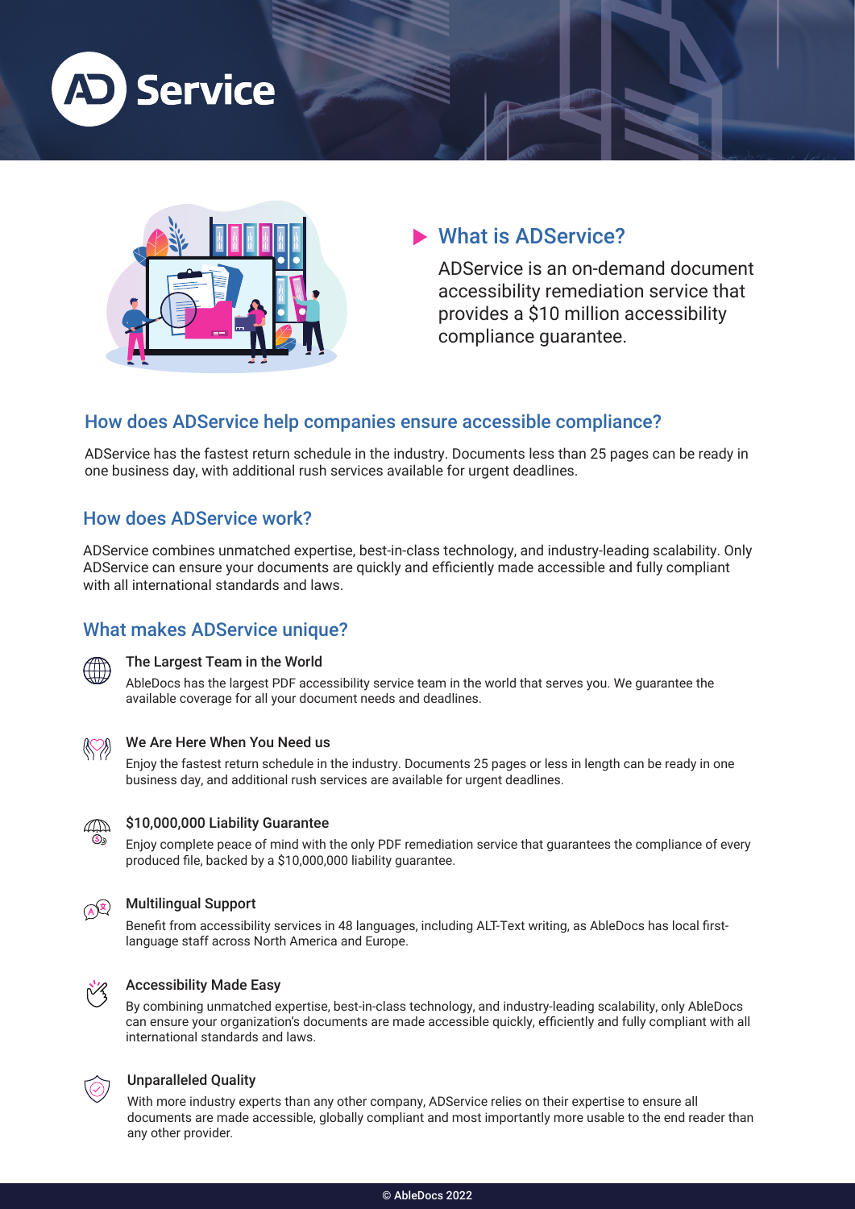# AD Service

## What is ADService?

ADService is an on-demand document accessibility remediation service that provides a $10 million accessibility compliance guarantee.

## How does ADService help companies ensure accessible compliance?

ADService has the fastest return schedule in the industry. Documents less than 25 pages can be ready in one business day, with additional rush services available for urgent deadlines.

## How does ADService work?

ADService combines unmatched expertise, best-in-class technology, and industry-leading scalability. Only ADService can ensure your documents are quickly and efficiently made accessible and fully compliant with all international standards and laws.

## What makes ADService unique?

### The Largest Team in the World

AbleDocs has the largest PDF accessibility service team in the world that serves you. We guarantee the available coverage for all your document needs and deadlines.

### We Are Here When You Need us

Enjoy the fastest return schedule in the industry. Documents 25 pages or less in length can be ready in one business day, and additional rush services are available for urgent deadlines.

### $10,000,000 Liability Guarantee

Enjoy complete peace of mind with the only PDF remediation service that guarantees the compliance of every produced file, backed by a $10,000,000 liability guarantee.

### Multilingual Support

Benefit from accessibility services in 48 languages, including ALT-Text writing, as AbleDocs has local first-language staff across North America and Europe.

### Accessibility Made Easy

By combining unmatched expertise, best-in-class technology, and industry-leading scalability, only AbleDocs can ensure your organization's documents are made accessible quickly, efficiently and fully compliant with all international standards and laws.

### Unparalleled Quality

With more industry experts than any other company, ADService relies on their expertise to ensure all documents are made accessible, globally compliant and most importantly more usable to the end reader than any other provider.

© AbleDocs 2022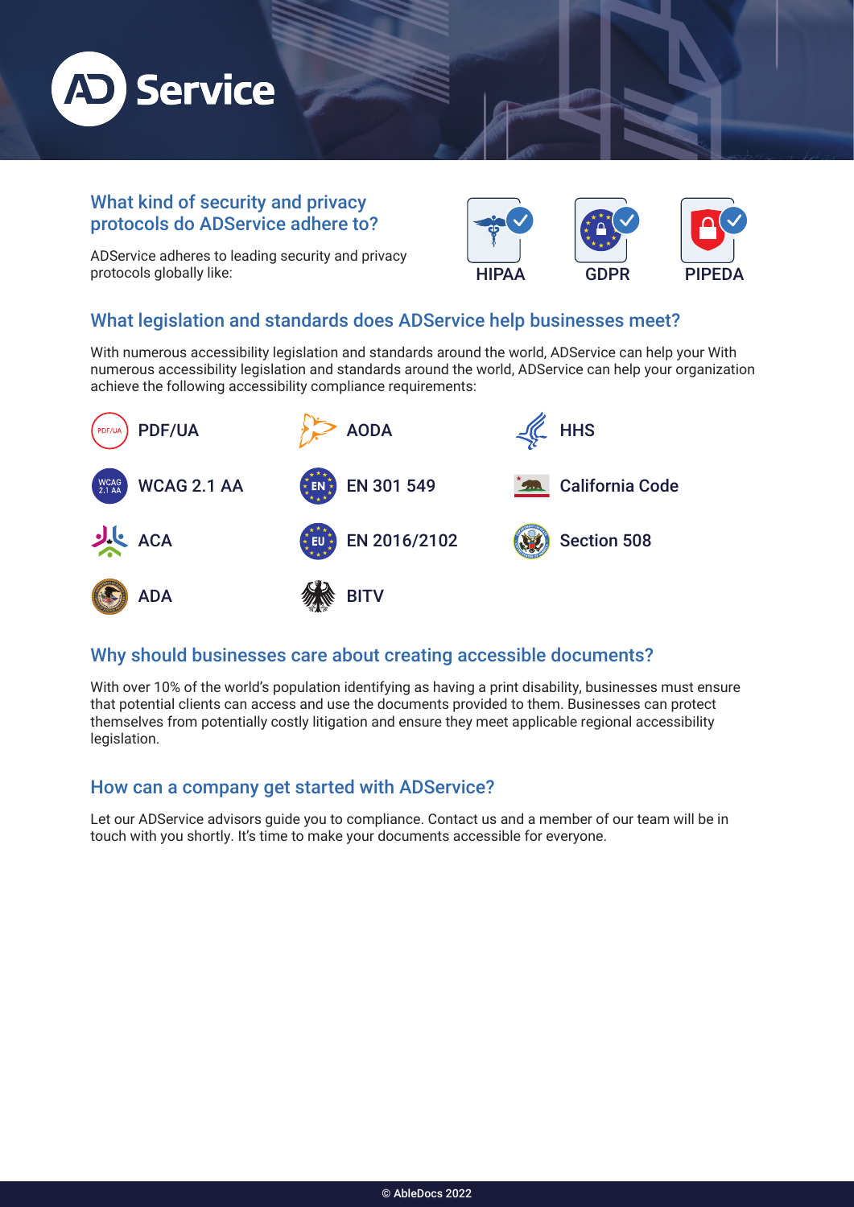AD Service

## What kind of security and privacy protocols do ADService adhere to?

ADService adheres to leading security and privacy protocols globally like:

- HIPAA
- GDPR
- PIPEDA

## What legislation and standards does ADService help businesses meet?

With numerous accessibility legislation and standards around the world, ADService can help your With numerous accessibility legislation and standards around the world, ADService can help your organization achieve the following accessibility compliance requirements:

- PDF/UA
- WCAG 2.1 AA
- ACA
- ADA
- AODA
- EN 301 549
- EN 2016/2102
- BITV
- HHS
- California Code
- Section 508

## Why should businesses care about creating accessible documents?

With over 10% of the world's population identifying as having a print disability, businesses must ensure that potential clients can access and use the documents provided to them. Businesses can protect themselves from potentially costly litigation and ensure they meet applicable regional accessibility legislation.

## How can a company get started with ADService?

Let our ADService advisors guide you to compliance. Contact us and a member of our team will be in touch with you shortly. It's time to make your documents accessible for everyone.

© AbleDocs 2022